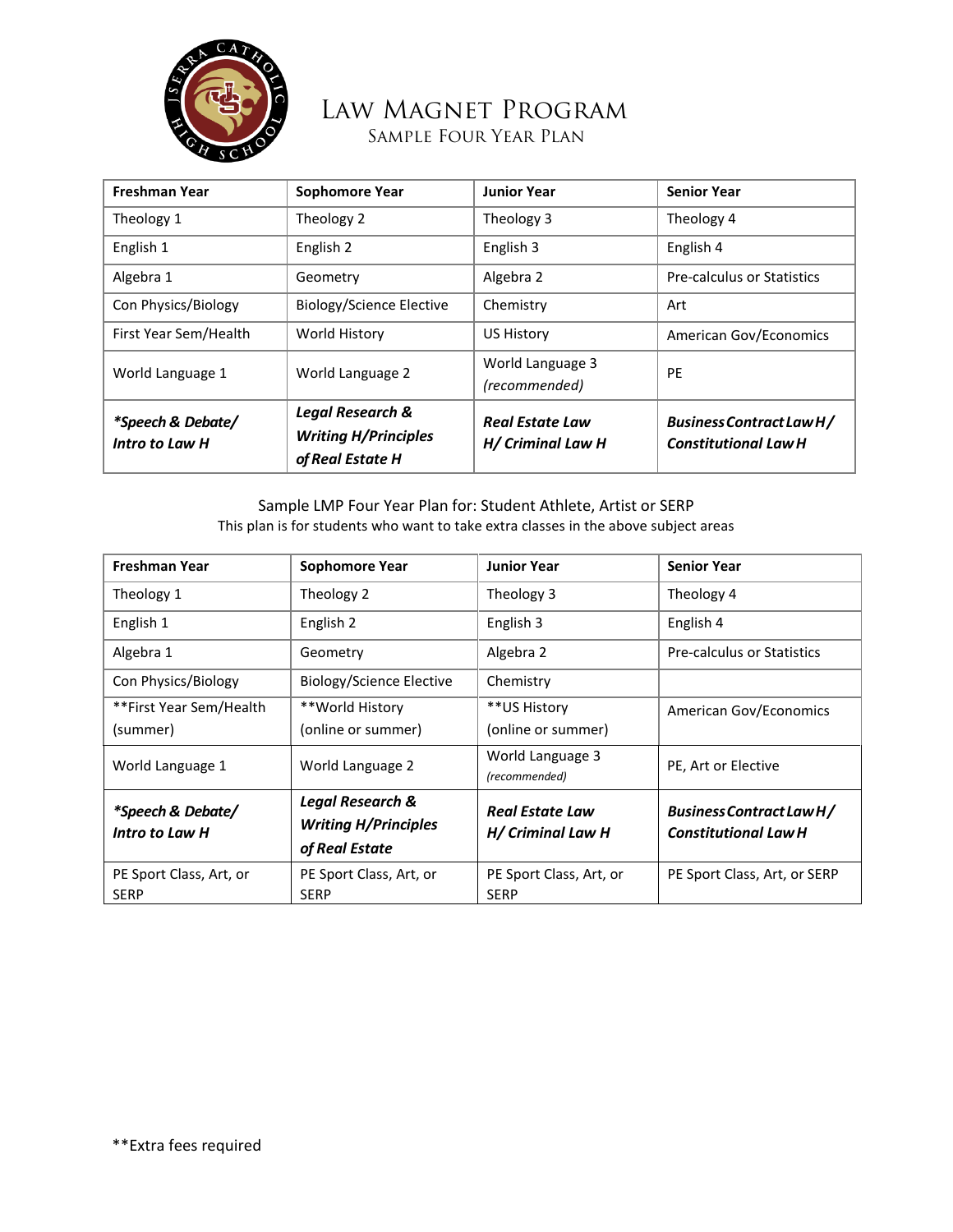# Law Magnet Program

## Sample Four Year Plan

| Freshman Year | Sophomore Year | Junior Year | Senior Year |
|---|---|---|---|
| Theology 1 | Theology 2 | Theology 3 | Theology 4 |
| English 1 | English 2 | English 3 | English 4 |
| Algebra 1 | Geometry | Algebra 2 | Pre-calculus or Statistics |
| Con Physics/Biology | Biology/Science Elective | Chemistry | Art |
| First Year Sem/Health | World History | US History | American Gov/Economics |
| World Language 1 | World Language 2 | World Language 3 *(recommended)* | PE |
| ***Speech & Debate/ Intro to Law H*** | ***Legal Research & Writing H/Principles of Real Estate H*** | ***Real Estate Law H/ Criminal Law H*** | ***Business Contract Law H/ Constitutional Law H*** |

Sample LMP Four Year Plan for: Student Athlete, Artist or SERP

This plan is for students who want to take extra classes in the above subject areas

| Freshman Year | Sophomore Year | Junior Year | Senior Year |
|---|---|---|---|
| Theology 1 | Theology 2 | Theology 3 | Theology 4 |
| English 1 | English 2 | English 3 | English 4 |
| Algebra 1 | Geometry | Algebra 2 | Pre-calculus or Statistics |
| Con Physics/Biology | Biology/Science Elective | Chemistry | |
| **First Year Sem/Health (summer) | **World History (online or summer) | **US History (online or summer) | American Gov/Economics |
| World Language 1 | World Language 2 | World Language 3 *(recommended)* | PE, Art or Elective |
| ***Speech & Debate/ Intro to Law H*** | ***Legal Research & Writing H/Principles of Real Estate*** | ***Real Estate Law H/ Criminal Law H*** | ***Business Contract Law H/ Constitutional Law H*** |
| PE Sport Class, Art, or SERP | PE Sport Class, Art, or SERP | PE Sport Class, Art, or SERP | PE Sport Class, Art, or SERP |

**Extra fees required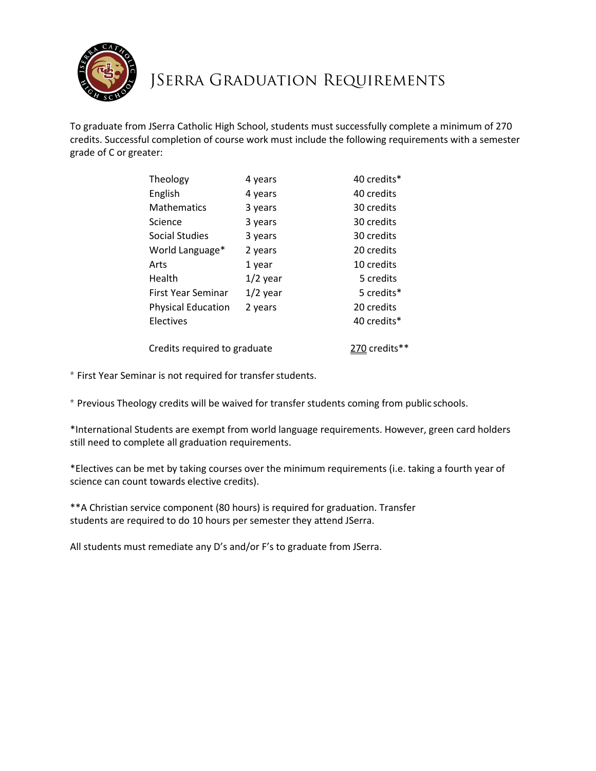# JSerra Graduation Requirements

To graduate from JSerra Catholic High School, students must successfully complete a minimum of 270 credits. Successful completion of course work must include the following requirements with a semester grade of C or greater:

| | | |
|---|---|---|
| Theology | 4 years | 40 credits* |
| English | 4 years | 40 credits |
| Mathematics | 3 years | 30 credits |
| Science | 3 years | 30 credits |
| Social Studies | 3 years | 30 credits |
| World Language* | 2 years | 20 credits |
| Arts | 1 year | 10 credits |
| Health | 1/2 year | 5 credits |
| First Year Seminar | 1/2 year | 5 credits* |
| Physical Education | 2 years | 20 credits |
| Electives | | 40 credits* |
| Credits required to graduate | | 270 credits** |

* First Year Seminar is not required for transfer students.

* Previous Theology credits will be waived for transfer students coming from public schools.

*International Students are exempt from world language requirements. However, green card holders still need to complete all graduation requirements.

*Electives can be met by taking courses over the minimum requirements (i.e. taking a fourth year of science can count towards elective credits).

**A Christian service component (80 hours) is required for graduation. Transfer students are required to do 10 hours per semester they attend JSerra.

All students must remediate any D's and/or F's to graduate from JSerra.